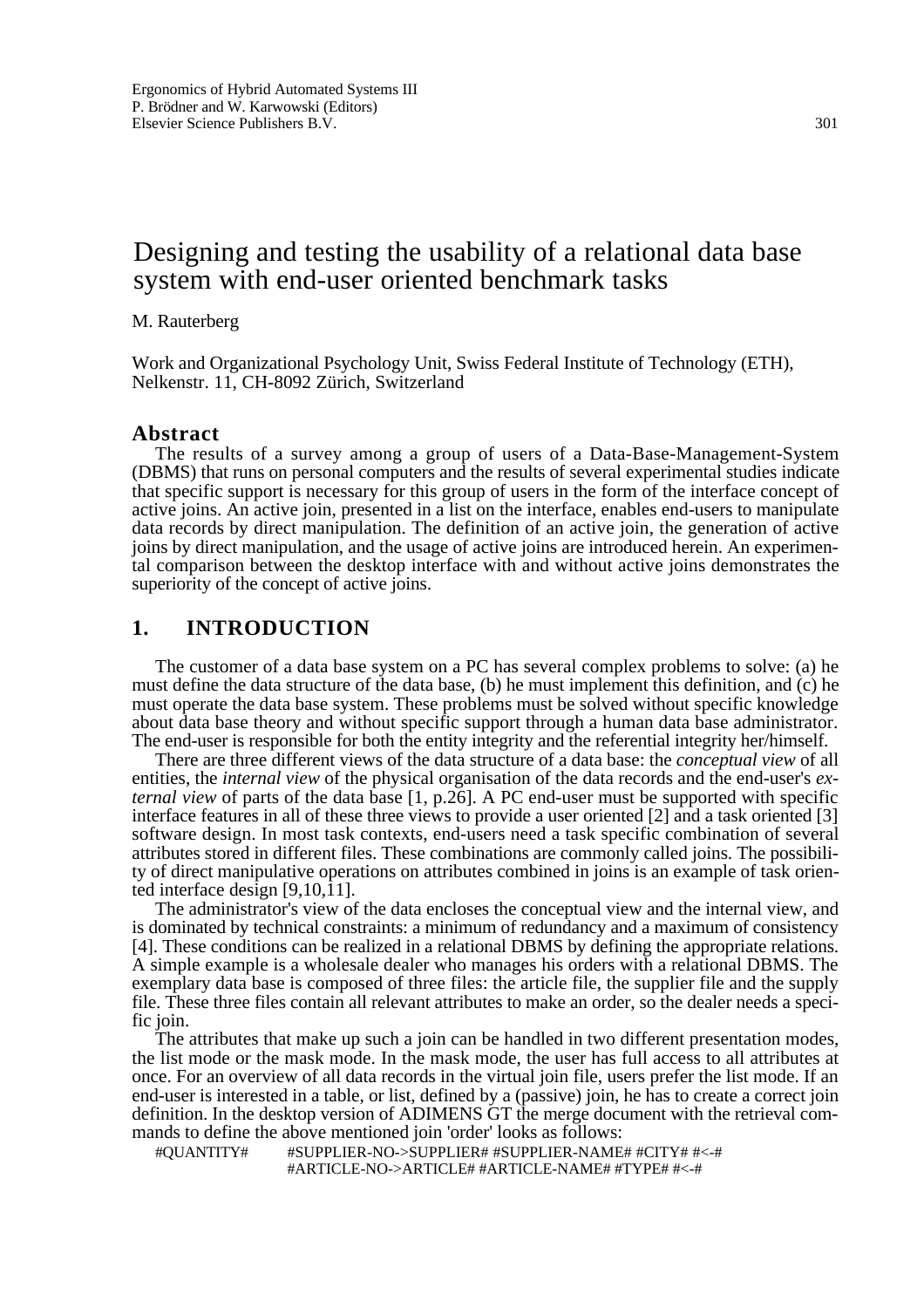# Designing and testing the usability of a relational data base system with end-user oriented benchmark tasks

M. Rauterberg

Work and Organizational Psychology Unit, Swiss Federal Institute of Technology (ETH), Nelkenstr. 11, CH-8092 Zürich, Switzerland

## Abstract

The results of a survey among a group of users of a Data-Base-Management-System (DBMS) that runs on personal computers and the results of several experimental studies indicate that specific support is necessary for this group of users in the form of the interface concept of active joins. An active join, presented in a list on the interface, enables end-users to manipulate data records by direct manipulation. The definition of an active join, the generation of active joins by direct manipulation, and the usage of active joins are introduced herein. An experimental comparison between the desktop interface with and without active joins demonstrates the superiority of the concept of active joins.

## 1. INTRODUCTION

The customer of a data base system on a PC has several complex problems to solve: (a) he must define the data structure of the data base, (b) he must implement this definition, and (c) he must operate the data base system. These problems must be solved without specific knowledge about data base theory and without specific support through a human data base administrator. The end-user is responsible for both the entity integrity and the referential integrity her/himself.

There are three different views of the data structure of a data base: the *conceptual view* of all entities, the *internal view* of the physical organisation of the data records and the end-user's *external view* of parts of the data base [1, p.26]. A PC end-user must be supported with specific interface features in all of these three views to provide a user oriented [2] and a task oriented [3] software design. In most task contexts, end-users need a task specific combination of several attributes stored in different files. These combinations are commonly called joins. The possibility of direct manipulative operations on attributes combined in joins is an example of task oriented interface design [9,10,11].

The administrator's view of the data encloses the conceptual view and the internal view, and is dominated by technical constraints: a minimum of redundancy and a maximum of consistency [4]. These conditions can be realized in a relational DBMS by defining the appropriate relations. A simple example is a wholesale dealer who manages his orders with a relational DBMS. The exemplary data base is composed of three files: the article file, the supplier file and the supply file. These three files contain all relevant attributes to make an order, so the dealer needs a specific join.

The attributes that make up such a join can be handled in two different presentation modes, the list mode or the mask mode. In the mask mode, the user has full access to all attributes at once. For an overview of all data records in the virtual join file, users prefer the list mode. If an end-user is interested in a table, or list, defined by a (passive) join, he has to create a correct join definition. In the desktop version of ADIMENS GT the merge document with the retrieval commands to define the above mentioned join 'order' looks as follows:

```
#QUANTITY#      #SUPPLIER-NO->SUPPLIER# #SUPPLIER-NAME# #CITY# #<-#
                #ARTICLE-NO->ARTICLE# #ARTICLE-NAME# #TYPE# #<-#
```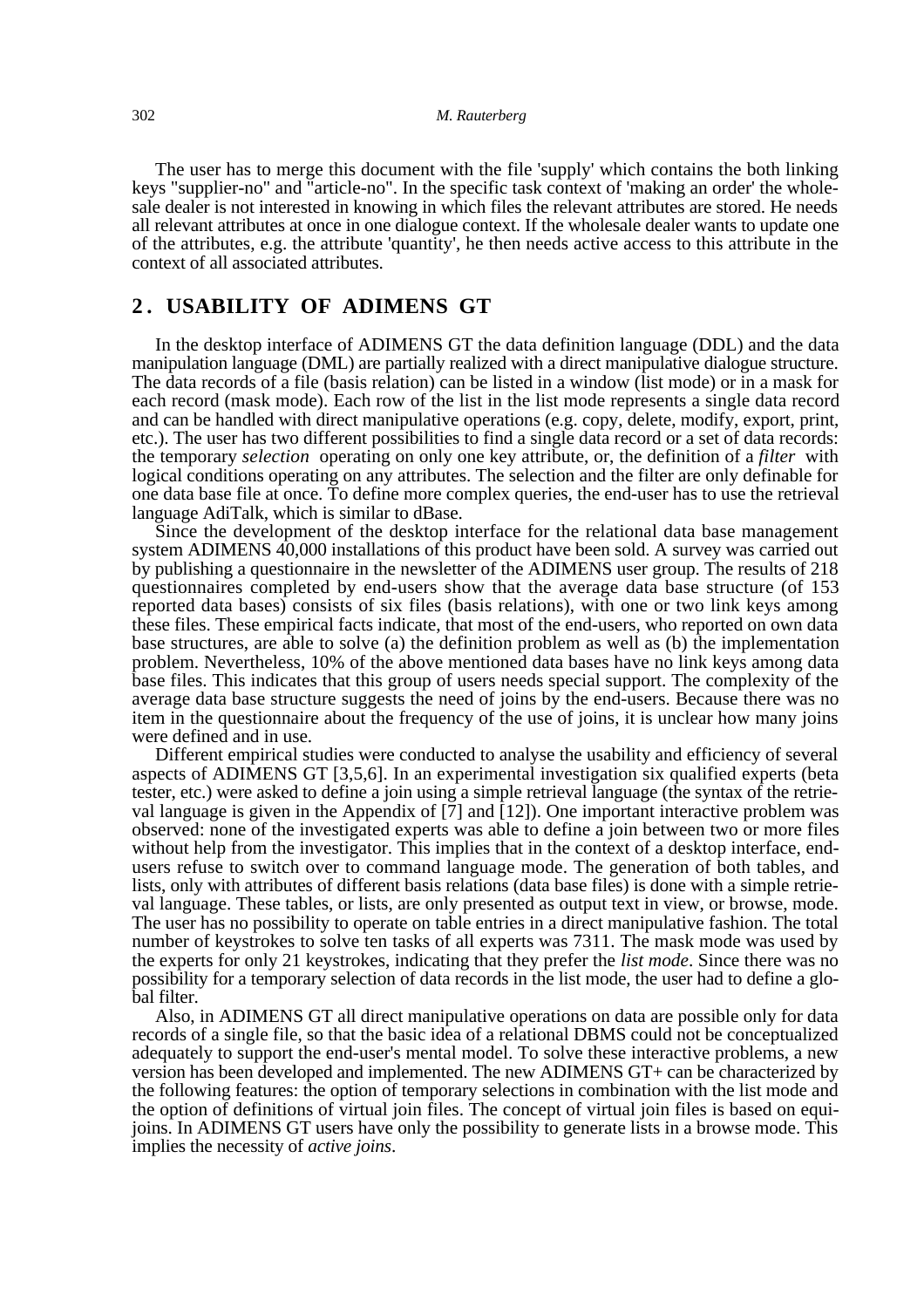The user has to merge this document with the file 'supply' which contains the both linking keys "supplier-no" and "article-no". In the specific task context of 'making an order' the wholesale dealer is not interested in knowing in which files the relevant attributes are stored. He needs all relevant attributes at once in one dialogue context. If the wholesale dealer wants to update one of the attributes, e.g. the attribute 'quantity', he then needs active access to this attribute in the context of all associated attributes.

## 2. USABILITY OF ADIMENS GT

In the desktop interface of ADIMENS GT the data definition language (DDL) and the data manipulation language (DML) are partially realized with a direct manipulative dialogue structure. The data records of a file (basis relation) can be listed in a window (list mode) or in a mask for each record (mask mode). Each row of the list in the list mode represents a single data record and can be handled with direct manipulative operations (e.g. copy, delete, modify, export, print, etc.). The user has two different possibilities to find a single data record or a set of data records: the temporary *selection* operating on only one key attribute, or, the definition of a *filter* with logical conditions operating on any attributes. The selection and the filter are only definable for one data base file at once. To define more complex queries, the end-user has to use the retrieval language AdiTalk, which is similar to dBase.

Since the development of the desktop interface for the relational data base management system ADIMENS 40,000 installations of this product have been sold. A survey was carried out by publishing a questionnaire in the newsletter of the ADIMENS user group. The results of 218 questionnaires completed by end-users show that the average data base structure (of 153 reported data bases) consists of six files (basis relations), with one or two link keys among these files. These empirical facts indicate, that most of the end-users, who reported on own data base structures, are able to solve (a) the definition problem as well as (b) the implementation problem. Nevertheless, 10% of the above mentioned data bases have no link keys among data base files. This indicates that this group of users needs special support. The complexity of the average data base structure suggests the need of joins by the end-users. Because there was no item in the questionnaire about the frequency of the use of joins, it is unclear how many joins were defined and in use.

Different empirical studies were conducted to analyse the usability and efficiency of several aspects of ADIMENS GT [3,5,6]. In an experimental investigation six qualified experts (beta tester, etc.) were asked to define a join using a simple retrieval language (the syntax of the retrieval language is given in the Appendix of [7] and [12]). One important interactive problem was observed: none of the investigated experts was able to define a join between two or more files without help from the investigator. This implies that in the context of a desktop interface, end-users refuse to switch over to command language mode. The generation of both tables, and lists, only with attributes of different basis relations (data base files) is done with a simple retrieval language. These tables, or lists, are only presented as output text in view, or browse, mode. The user has no possibility to operate on table entries in a direct manipulative fashion. The total number of keystrokes to solve ten tasks of all experts was 7311. The mask mode was used by the experts for only 21 keystrokes, indicating that they prefer the *list mode*. Since there was no possibility for a temporary selection of data records in the list mode, the user had to define a global filter.

Also, in ADIMENS GT all direct manipulative operations on data are possible only for data records of a single file, so that the basic idea of a relational DBMS could not be conceptualized adequately to support the end-user's mental model. To solve these interactive problems, a new version has been developed and implemented. The new ADIMENS GT+ can be characterized by the following features: the option of temporary selections in combination with the list mode and the option of definitions of virtual join files. The concept of virtual join files is based on equi-joins. In ADIMENS GT users have only the possibility to generate lists in a browse mode. This implies the necessity of *active joins*.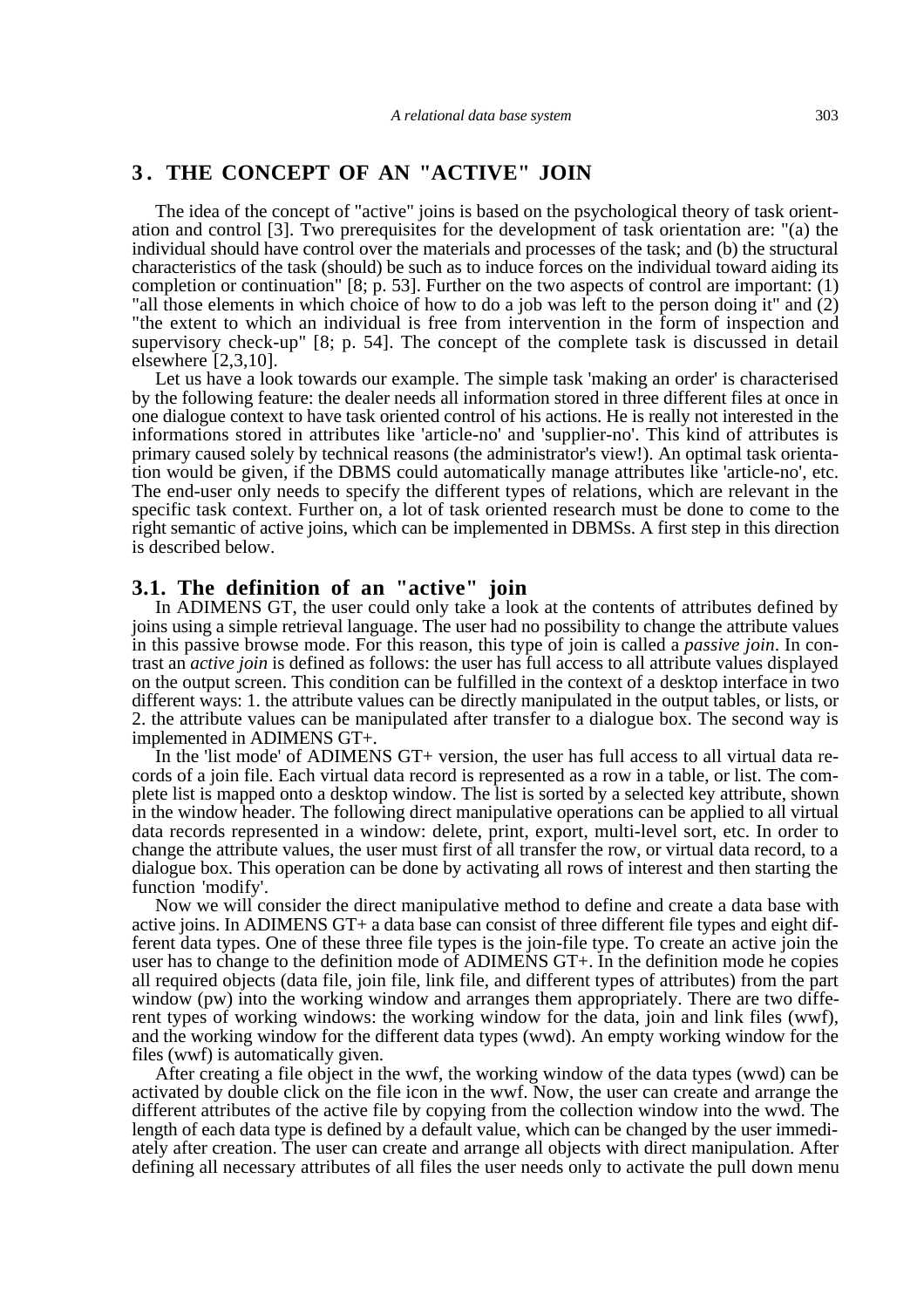## 3. THE CONCEPT OF AN "ACTIVE" JOIN

The idea of the concept of "active" joins is based on the psychological theory of task orientation and control [3]. Two prerequisites for the development of task orientation are: "(a) the individual should have control over the materials and processes of the task; and (b) the structural characteristics of the task (should) be such as to induce forces on the individual toward aiding its completion or continuation" [8; p. 53]. Further on the two aspects of control are important: (1) "all those elements in which choice of how to do a job was left to the person doing it" and (2) "the extent to which an individual is free from intervention in the form of inspection and supervisory check-up" [8; p. 54]. The concept of the complete task is discussed in detail elsewhere [2,3,10].

Let us have a look towards our example. The simple task 'making an order' is characterised by the following feature: the dealer needs all information stored in three different files at once in one dialogue context to have task oriented control of his actions. He is really not interested in the informations stored in attributes like 'article-no' and 'supplier-no'. This kind of attributes is primary caused solely by technical reasons (the administrator's view!). An optimal task orientation would be given, if the DBMS could automatically manage attributes like 'article-no', etc. The end-user only needs to specify the different types of relations, which are relevant in the specific task context. Further on, a lot of task oriented research must be done to come to the right semantic of active joins, which can be implemented in DBMSs. A first step in this direction is described below.

### 3.1. The definition of an "active" join

In ADIMENS GT, the user could only take a look at the contents of attributes defined by joins using a simple retrieval language. The user had no possibility to change the attribute values in this passive browse mode. For this reason, this type of join is called a *passive join*. In contrast an *active join* is defined as follows: the user has full access to all attribute values displayed on the output screen. This condition can be fulfilled in the context of a desktop interface in two different ways: 1. the attribute values can be directly manipulated in the output tables, or lists, or 2. the attribute values can be manipulated after transfer to a dialogue box. The second way is implemented in ADIMENS GT+.

In the 'list mode' of ADIMENS GT+ version, the user has full access to all virtual data records of a join file. Each virtual data record is represented as a row in a table, or list. The complete list is mapped onto a desktop window. The list is sorted by a selected key attribute, shown in the window header. The following direct manipulative operations can be applied to all virtual data records represented in a window: delete, print, export, multi-level sort, etc. In order to change the attribute values, the user must first of all transfer the row, or virtual data record, to a dialogue box. This operation can be done by activating all rows of interest and then starting the function 'modify'.

Now we will consider the direct manipulative method to define and create a data base with active joins. In ADIMENS GT+ a data base can consist of three different file types and eight different data types. One of these three file types is the join-file type. To create an active join the user has to change to the definition mode of ADIMENS GT+. In the definition mode he copies all required objects (data file, join file, link file, and different types of attributes) from the part window (pw) into the working window and arranges them appropriately. There are two different types of working windows: the working window for the data, join and link files (wwf), and the working window for the different data types (wwd). An empty working window for the files (wwf) is automatically given.

After creating a file object in the wwf, the working window of the data types (wwd) can be activated by double click on the file icon in the wwf. Now, the user can create and arrange the different attributes of the active file by copying from the collection window into the wwd. The length of each data type is defined by a default value, which can be changed by the user immediately after creation. The user can create and arrange all objects with direct manipulation. After defining all necessary attributes of all files the user needs only to activate the pull down menu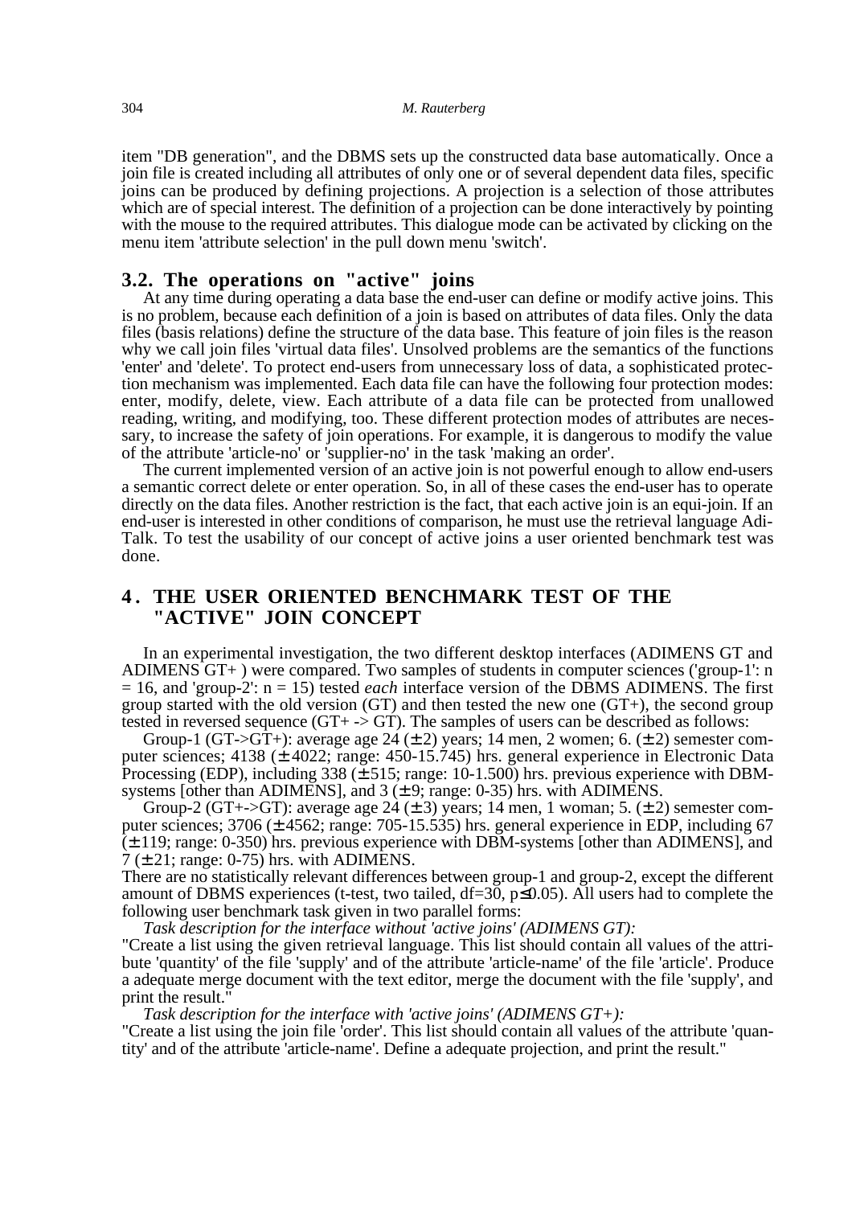item "DB generation", and the DBMS sets up the constructed data base automatically. Once a join file is created including all attributes of only one or of several dependent data files, specific joins can be produced by defining projections. A projection is a selection of those attributes which are of special interest. The definition of a projection can be done interactively by pointing with the mouse to the required attributes. This dialogue mode can be activated by clicking on the menu item 'attribute selection' in the pull down menu 'switch'.

### 3.2. The operations on "active" joins

At any time during operating a data base the end-user can define or modify active joins. This is no problem, because each definition of a join is based on attributes of data files. Only the data files (basis relations) define the structure of the data base. This feature of join files is the reason why we call join files 'virtual data files'. Unsolved problems are the semantics of the functions 'enter' and 'delete'. To protect end-users from unnecessary loss of data, a sophisticated protection mechanism was implemented. Each data file can have the following four protection modes: enter, modify, delete, view. Each attribute of a data file can be protected from unallowed reading, writing, and modifying, too. These different protection modes of attributes are necessary, to increase the safety of join operations. For example, it is dangerous to modify the value of the attribute 'article-no' or 'supplier-no' in the task 'making an order'.

The current implemented version of an active join is not powerful enough to allow end-users a semantic correct delete or enter operation. So, in all of these cases the end-user has to operate directly on the data files. Another restriction is the fact, that each active join is an equi-join. If an end-user is interested in other conditions of comparison, he must use the retrieval language Adi-Talk. To test the usability of our concept of active joins a user oriented benchmark test was done.

## 4. THE USER ORIENTED BENCHMARK TEST OF THE "ACTIVE" JOIN CONCEPT

In an experimental investigation, the two different desktop interfaces (ADIMENS GT and ADIMENS GT+ ) were compared. Two samples of students in computer sciences ('group-1': n = 16, and 'group-2': n = 15) tested *each* interface version of the DBMS ADIMENS. The first group started with the old version (GT) and then tested the new one (GT+), the second group tested in reversed sequence (GT+ -> GT). The samples of users can be described as follows:

Group-1 (GT->GT+): average age 24 (± 2) years; 14 men, 2 women; 6. (± 2) semester computer sciences; 4138 (± 4022; range: 450-15.745) hrs. general experience in Electronic Data Processing (EDP), including 338 (± 515; range: 10-1.500) hrs. previous experience with DBM-systems [other than ADIMENS], and 3 (± 9; range: 0-35) hrs. with ADIMENS.

Group-2 (GT+->GT): average age 24 (± 3) years; 14 men, 1 woman; 5. (± 2) semester computer sciences; 3706 (± 4562; range: 705-15.535) hrs. general experience in EDP, including 67 (± 119; range: 0-350) hrs. previous experience with DBM-systems [other than ADIMENS], and 7 (± 21; range: 0-75) hrs. with ADIMENS.

There are no statistically relevant differences between group-1 and group-2, except the different amount of DBMS experiences (t-test, two tailed, df=30, $p \leq 0.05$). All users had to complete the following user benchmark task given in two parallel forms:

*Task description for the interface without 'active joins' (ADIMENS GT):*

"Create a list using the given retrieval language. This list should contain all values of the attribute 'quantity' of the file 'supply' and of the attribute 'article-name' of the file 'article'. Produce a adequate merge document with the text editor, merge the document with the file 'supply', and print the result."

*Task description for the interface with 'active joins' (ADIMENS GT+):*

"Create a list using the join file 'order'. This list should contain all values of the attribute 'quantity' and of the attribute 'article-name'. Define a adequate projection, and print the result."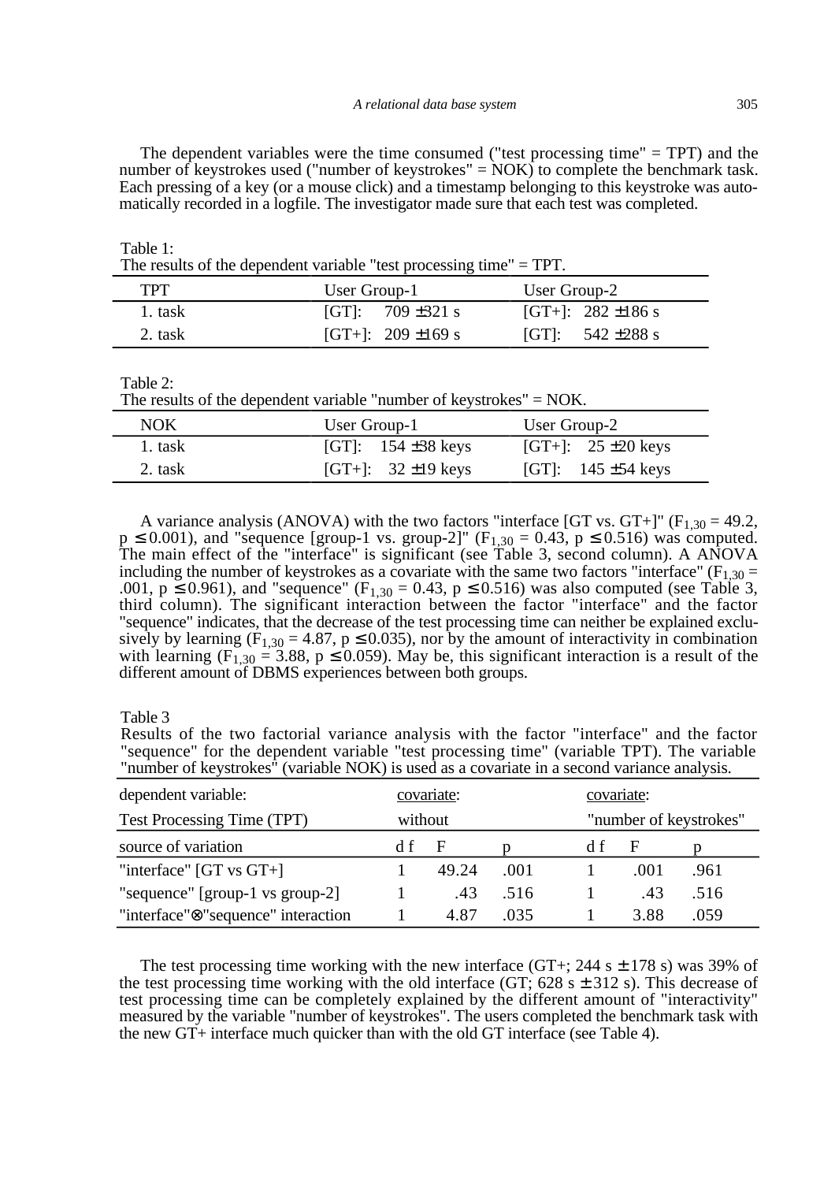The dependent variables were the time consumed ("test processing time" = TPT) and the number of keystrokes used ("number of keystrokes" = NOK) to complete the benchmark task. Each pressing of a key (or a mouse click) and a timestamp belonging to this keystroke was automatically recorded in a logfile. The investigator made sure that each test was completed.

Table 1:
The results of the dependent variable "test processing time" = TPT.

| TPT | User Group-1 | User Group-2 |
|---|---|---|
| 1. task | [GT]: 709 ±321 s | [GT+]: 282 ±186 s |
| 2. task | [GT+]: 209 ±169 s | [GT]: 542 ±288 s |

Table 2:
The results of the dependent variable "number of keystrokes" = NOK.

| NOK | User Group-1 | User Group-2 |
|---|---|---|
| 1. task | [GT]: 154 ±38 keys | [GT+]: 25 ±20 keys |
| 2. task | [GT+]: 32 ±19 keys | [GT]: 145 ±54 keys |

A variance analysis (ANOVA) with the two factors "interface [GT vs. GT+]" ($F_{1,30} = 49.2$, $p \leq 0.001$), and "sequence [group-1 vs. group-2]" ($F_{1,30} = 0.43$, $p \leq 0.516$) was computed. The main effect of the "interface" is significant (see Table 3, second column). A ANOVA including the number of keystrokes as a covariate with the same two factors "interface" ($F_{1,30} = .001$, $p \leq 0.961$), and "sequence" ($F_{1,30} = 0.43$, $p \leq 0.516$) was also computed (see Table 3, third column). The significant interaction between the factor "interface" and the factor "sequence" indicates, that the decrease of the test processing time can neither be explained exclusively by learning ($F_{1,30} = 4.87$, $p \leq 0.035$), nor by the amount of interactivity in combination with learning ($F_{1,30} = 3.88$, $p \leq 0.059$). May be, this significant interaction is a result of the different amount of DBMS experiences between both groups.

Table 3
Results of the two factorial variance analysis with the factor "interface" and the factor "sequence" for the dependent variable "test processing time" (variable TPT). The variable "number of keystrokes" (variable NOK) is used as a covariate in a second variance analysis.

| dependent variable: | covariate: | | | covariate: | | |
|---|---|---|---|---|---|---|
| Test Processing Time (TPT) | without | | | "number of keystrokes" | | |
| source of variation | df | F | p | df | F | p |
| "interface" [GT vs GT+] | 1 | 49.24 | .001 | 1 | .001 | .961 |
| "sequence" [group-1 vs group-2] | 1 | .43 | .516 | 1 | .43 | .516 |
| "interface"⊗"sequence" interaction | 1 | 4.87 | .035 | 1 | 3.88 | .059 |

The test processing time working with the new interface (GT+; 244 s ± 178 s) was 39% of the test processing time working with the old interface (GT; 628 s ± 312 s). This decrease of test processing time can be completely explained by the different amount of "interactivity" measured by the variable "number of keystrokes". The users completed the benchmark task with the new GT+ interface much quicker than with the old GT interface (see Table 4).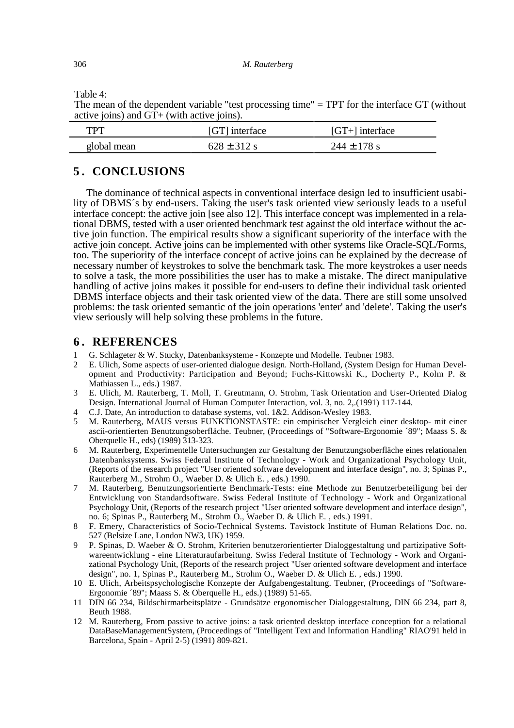Table 4:
The mean of the dependent variable "test processing time" = TPT for the interface GT (without active joins) and GT+ (with active joins).

| TPT | [GT] interface | [GT+] interface |
|---|---|---|
| global mean | 628 ± 312 s | 244 ± 178 s |

## 5. CONCLUSIONS

The dominance of technical aspects in conventional interface design led to insufficient usability of DBMS´s by end-users. Taking the user's task oriented view seriously leads to a useful interface concept: the active join [see also 12]. This interface concept was implemented in a relational DBMS, tested with a user oriented benchmark test against the old interface without the active join function. The empirical results show a significant superiority of the interface with the active join concept. Active joins can be implemented with other systems like Oracle-SQL/Forms, too. The superiority of the interface concept of active joins can be explained by the decrease of necessary number of keystrokes to solve the benchmark task. The more keystrokes a user needs to solve a task, the more possibilities the user has to make a mistake. The direct manipulative handling of active joins makes it possible for end-users to define their individual task oriented DBMS interface objects and their task oriented view of the data. There are still some unsolved problems: the task oriented semantic of the join operations 'enter' and 'delete'. Taking the user's view seriously will help solving these problems in the future.

## 6. REFERENCES

1. G. Schlageter & W. Stucky, Datenbanksysteme - Konzepte und Modelle. Teubner 1983.
2. E. Ulich, Some aspects of user-oriented dialogue design. North-Holland, (System Design for Human Development and Productivity: Participation and Beyond; Fuchs-Kittowski K., Docherty P., Kolm P. & Mathiassen L., eds.) 1987.
3. E. Ulich, M. Rauterberg, T. Moll, T. Greutmann, O. Strohm, Task Orientation and User-Oriented Dialog Design. International Journal of Human Computer Interaction, vol. 3, no. 2,.(1991) 117-144.
4. C.J. Date, An introduction to database systems, vol. 1&2. Addison-Wesley 1983.
5. M. Rauterberg, MAUS versus FUNKTIONSTASTE: ein empirischer Vergleich einer desktop- mit einer ascii-orientierten Benutzungsoberfläche. Teubner, (Proceedings of "Software-Ergonomie ´89"; Maass S. & Oberquelle H., eds) (1989) 313-323.
6. M. Rauterberg, Experimentelle Untersuchungen zur Gestaltung der Benutzungsoberfläche eines relationalen Datenbanksystems. Swiss Federal Institute of Technology - Work and Organizational Psychology Unit, (Reports of the research project "User oriented software development and interface design", no. 3; Spinas P., Rauterberg M., Strohm O., Waeber D. & Ulich E. , eds.) 1990.
7. M. Rauterberg, Benutzungsorientierte Benchmark-Tests: eine Methode zur Benutzerbeteiligung bei der Entwicklung von Standardsoftware. Swiss Federal Institute of Technology - Work and Organizational Psychology Unit, (Reports of the research project "User oriented software development and interface design", no. 6; Spinas P., Rauterberg M., Strohm O., Waeber D. & Ulich E. , eds.) 1991.
8. F. Emery, Characteristics of Socio-Technical Systems. Tavistock Institute of Human Relations Doc. no. 527 (Belsize Lane, London NW3, UK) 1959.
9. P. Spinas, D. Waeber & O. Strohm, Kriterien benutzerorientierter Dialoggestaltung und partizipative Softwareentwicklung - eine Literaturaufarbeitung. Swiss Federal Institute of Technology - Work and Organizational Psychology Unit, (Reports of the research project "User oriented software development and interface design", no. 1, Spinas P., Rauterberg M., Strohm O., Waeber D. & Ulich E. , eds.) 1990.
10. E. Ulich, Arbeitspsychologische Konzepte der Aufgabengestaltung. Teubner, (Proceedings of "Software-Ergonomie ´89"; Maass S. & Oberquelle H., eds.) (1989) 51-65.
11. DIN 66 234, Bildschirmarbeitsplätze - Grundsätze ergonomischer Dialoggestaltung, DIN 66 234, part 8, Beuth 1988.
12. M. Rauterberg, From passive to active joins: a task oriented desktop interface conception for a relational DataBaseManagementSystem, (Proceedings of "Intelligent Text and Information Handling" RIAO'91 held in Barcelona, Spain - April 2-5) (1991) 809-821.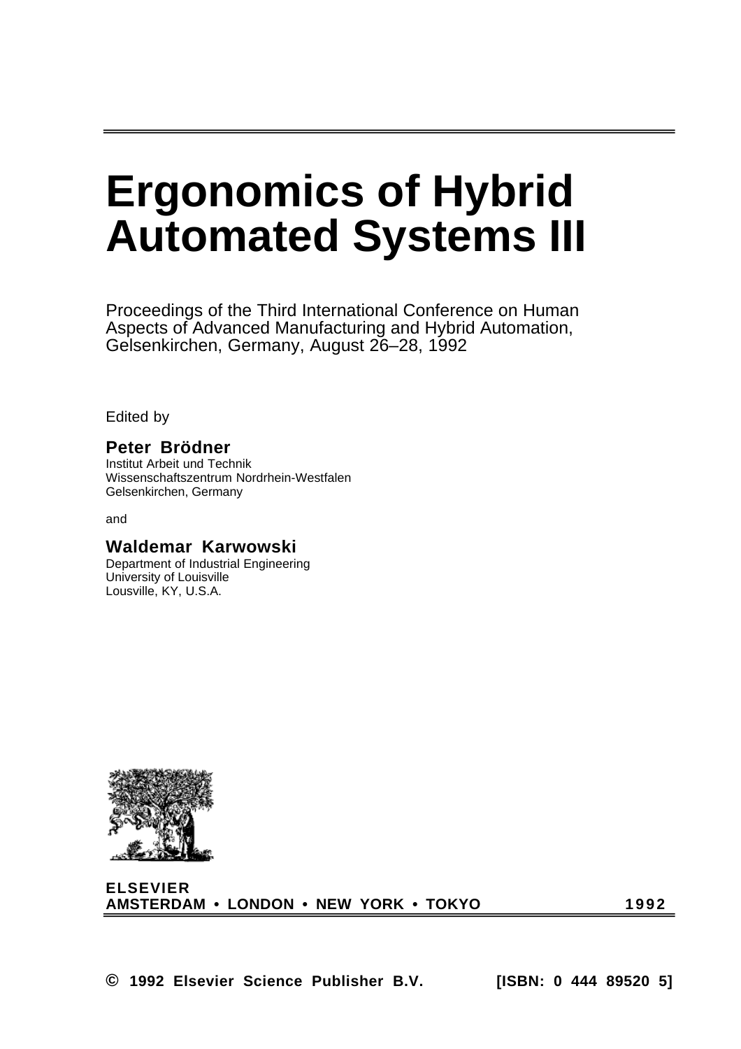# Ergonomics of Hybrid Automated Systems III

Proceedings of the Third International Conference on Human Aspects of Advanced Manufacturing and Hybrid Automation, Gelsenkirchen, Germany, August 26–28, 1992

Edited by

**Peter Brödner**
Institut Arbeit und Technik
Wissenschaftszentrum Nordrhein-Westfalen
Gelsenkirchen, Germany

and

**Waldemar Karwowski**
Department of Industrial Engineering
University of Louisville
Lousville, KY, U.S.A.

**ELSEVIER**
**AMSTERDAM • LONDON • NEW YORK • TOKYO** **1992**

**© 1992 Elsevier Science Publisher B.V.** **[ISBN: 0 444 89520 5]**